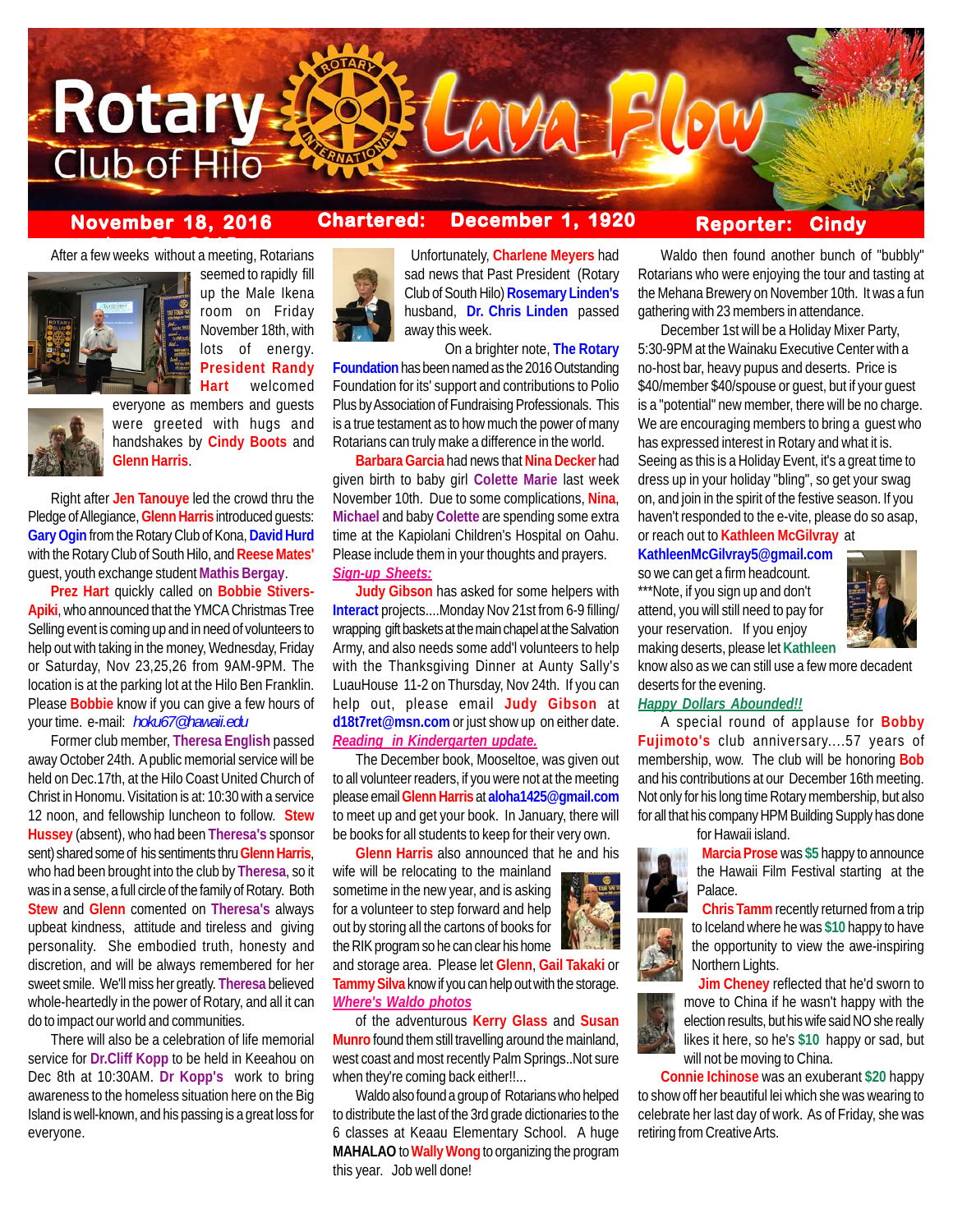# Rotary Club of Hilo — Lava Flow

**November 18, 2016** | **Chartered: December 1, 1920** | **Reporter: Cindy**

After a few weeks without a meeting, Rotarians seemed to rapidly fill up the Male Ikena room on Friday November 18th, with lots of energy. **President Randy Hart** welcomed everyone as members and guests were greeted with hugs and handshakes by **Cindy Boots** and **Glenn Harris**.

Right after **Jen Tanouye** led the crowd thru the Pledge of Allegiance, **Glenn Harris** introduced guests: **Gary Ogin** from the Rotary Club of Kona, **David Hurd** with the Rotary Club of South Hilo, and **Reese Mates'** guest, youth exchange student **Mathis Bergay**.

**Prez Hart** quickly called on **Bobbie Stivers-Apiki**, who announced that the YMCA Christmas Tree Selling event is coming up and in need of volunteers to help out with taking in the money, Wednesday, Friday or Saturday, Nov 23,25,26 from 9AM-9PM. The location is at the parking lot at the Hilo Ben Franklin. Please **Bobbie** know if you can give a few hours of your time. e-mail: *hoku67@hawaii.edu*

Former club member, **Theresa English** passed away October 24th. A public memorial service will be held on Dec.17th, at the Hilo Coast United Church of Christ in Honomu. Visitation is at: 10:30 with a service 12 noon, and fellowship luncheon to follow. **Stew Hussey** (absent), who had been **Theresa's** sponsor sent) shared some of his sentiments thru **Glenn Harris**, who had been brought into the club by **Theresa**, so it was in a sense, a full circle of the family of Rotary. Both **Stew** and **Glenn** comented on **Theresa's** always upbeat kindness, attitude and tireless and giving personality. She embodied truth, honesty and discretion, and will be always remembered for her sweet smile. We'll miss her greatly. **Theresa** believed whole-heartedly in the power of Rotary, and all it can do to impact our world and communities.

There will also be a celebration of life memorial service for **Dr.Cliff Kopp** to be held in Keeahou on Dec 8th at 10:30AM. **Dr Kopp's** work to bring awareness to the homeless situation here on the Big Island is well-known, and his passing is a great loss for everyone.

Unfortunately, **Charlene Meyers** had sad news that Past President (Rotary Club of South Hilo) **Rosemary Linden's** husband, **Dr. Chris Linden** passed away this week.

On a brighter note, **The Rotary Foundation** has been named as the 2016 Outstanding Foundation for its' support and contributions to Polio Plus by Association of Fundraising Professionals. This is a true testament as to how much the power of many Rotarians can truly make a difference in the world.

**Barbara Garcia** had news that **Nina Decker** had given birth to baby girl **Colette Marie** last week November 10th. Due to some complications, **Nina**, **Michael** and baby **Colette** are spending some extra time at the Kapiolani Children's Hospital on Oahu. Please include them in your thoughts and prayers.

***Sign-up Sheets:***

**Judy Gibson** has asked for some helpers with **Interact** projects....Monday Nov 21st from 6-9 filling/ wrapping gift baskets at the main chapel at the Salvation Army, and also needs some add'l volunteers to help with the Thanksgiving Dinner at Aunty Sally's LuauHouse 11-2 on Thursday, Nov 24th. If you can help out, please email **Judy Gibson** at **d18t7ret@msn.com** or just show up on either date.

***Reading in Kindergarten update.***

The December book, Mooseltoe, was given out to all volunteer readers, if you were not at the meeting please email **Glenn Harris** at **aloha1425@gmail.com** to meet up and get your book. In January, there will be books for all students to keep for their very own.

**Glenn Harris** also announced that he and his wife will be relocating to the mainland sometime in the new year, and is asking for a volunteer to step forward and help out by storing all the cartons of books for the RIK program so he can clear his home and storage area. Please let **Glenn**, **Gail Takaki** or **Tammy Silva** know if you can help out with the storage.

***Where's Waldo photos***

of the adventurous **Kerry Glass** and **Susan Munro** found them still travelling around the mainland, west coast and most recently Palm Springs..Not sure when they're coming back either!!...

Waldo also found a group of Rotarians who helped to distribute the last of the 3rd grade dictionaries to the 6 classes at Keaau Elementary School. A huge **MAHALAO** to **Wally Wong** to organizing the program this year. Job well done!

Waldo then found another bunch of "bubbly" Rotarians who were enjoying the tour and tasting at the Mehana Brewery on November 10th. It was a fun gathering with 23 members in attendance.

December 1st will be a Holiday Mixer Party, 5:30-9PM at the Wainaku Executive Center with a no-host bar, heavy pupus and deserts. Price is $40/member $40/spouse or guest, but if your guest is a "potential" new member, there will be no charge. We are encouraging members to bring a guest who has expressed interest in Rotary and what it is. Seeing as this is a Holiday Event, it's a great time to dress up in your holiday "bling", so get your swag on, and join in the spirit of the festive season. If you haven't responded to the e-vite, please do so asap, or reach out to **Kathleen McGilvray** at **KathleenMcGilvray5@gmail.com** so we can get a firm headcount. ***Note, if you sign up and don't attend, you will still need to pay for your reservation. If you enjoy making deserts, please let **Kathleen** know also as we can still use a few more decadent deserts for the evening.

***Happy Dollars Abounded!!***

A special round of applause for **Bobby Fujimoto's** club anniversary....57 years of membership, wow. The club will be honoring **Bob** and his contributions at our December 16th meeting. Not only for his long time Rotary membership, but also for all that his company HPM Building Supply has done for Hawaii island.

**Marcia Prose** was **$5** happy to announce the Hawaii Film Festival starting at the Palace.

**Chris Tamm** recently returned from a trip to Iceland where he was **$10** happy to have the opportunity to view the awe-inspiring Northern Lights.

**Jim Cheney** reflected that he'd sworn to move to China if he wasn't happy with the election results, but his wife said NO she really likes it here, so he's **$10** happy or sad, but will not be moving to China.

**Connie Ichinose** was an exuberant **$20** happy to show off her beautiful lei which she was wearing to celebrate her last day of work. As of Friday, she was retiring from Creative Arts.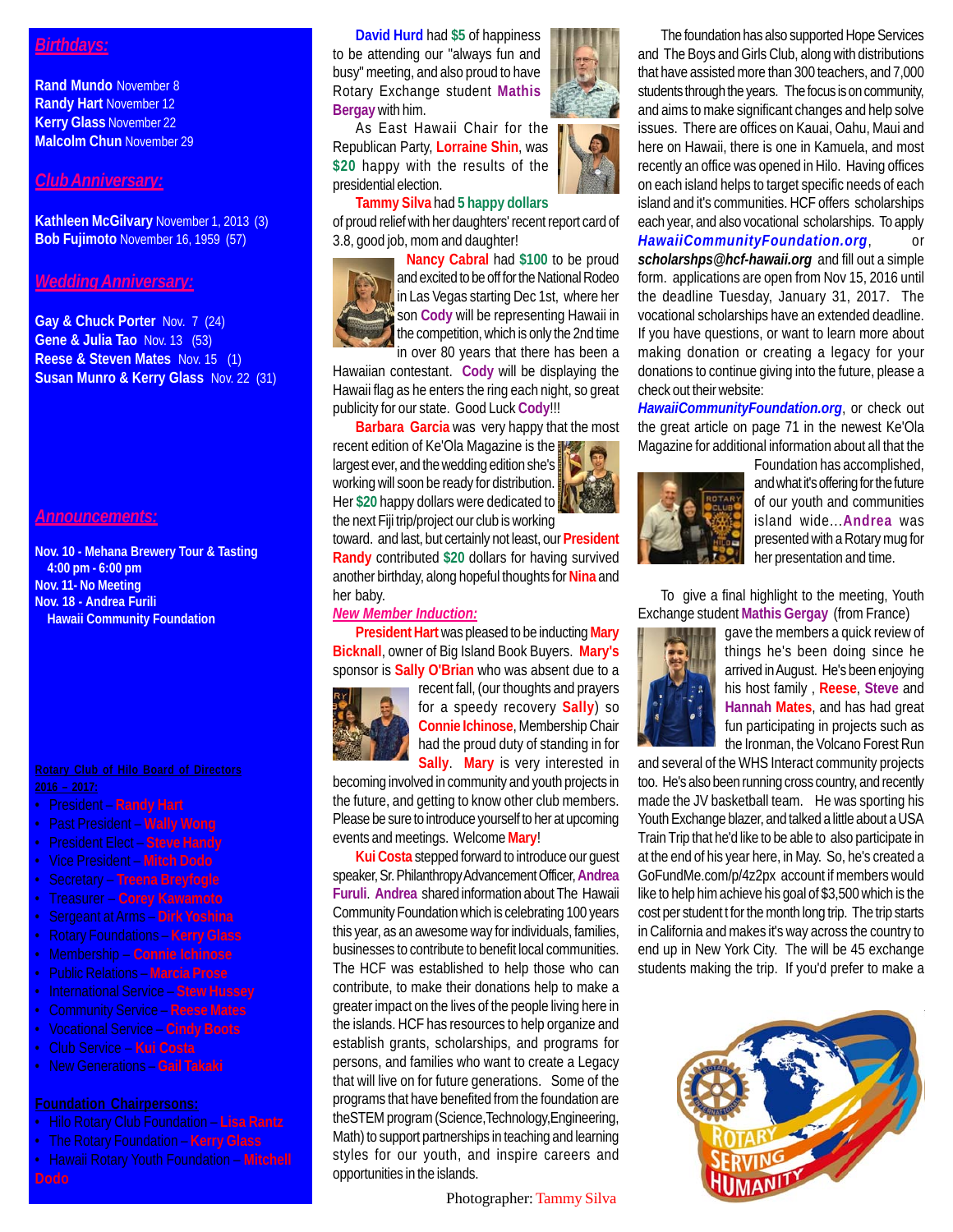## Birthdays:

**Rand Mundo** November 8
**Randy Hart** November 12
**Kerry Glass** November 22
**Malcolm Chun** November 29

## Club Anniversary:

**Kathleen McGilvary** November 1, 2013 (3)
**Bob Fujimoto** November 16, 1959 (57)

## Wedding Anniversary:

**Gay & Chuck Porter** Nov. 7 (24)
**Gene & Julia Tao** Nov. 13 (53)
**Reese & Steven Mates** Nov. 15 (1)
**Susan Munro & Kerry Glass** Nov. 22 (31)

## Announcements:

**Nov. 10 - Mehana Brewery Tour & Tasting**
**4:00 pm - 6:00 pm**
**Nov. 11- No Meeting**
**Nov. 18 - Andrea Furili**
**Hawaii Community Foundation**

**Rotary Club of Hilo Board of Directors 2016 – 2017:**

- President – Randy Hart
- Past President – Wally Wong
- President Elect – Steve Handy
- Vice President – Mitch Dodo
- Secretary – Treena Breyfogle
- Treasurer – Corey Kawamoto
- Sergeant at Arms – Dirk Yoshina
- Rotary Foundations – Kerry Glass
- Membership – Connie Ichinose
- Public Relations – Marcia Prose
- International Service – Stew Hussey
- Community Service – Reese Mates
- Vocational Service – Cindy Boots
- Club Service – Kui Costa
- New Generations – Gail Takaki

**Foundation Chairpersons:**

- Hilo Rotary Club Foundation – Lisa Rantz
- The Rotary Foundation – Kerry Glass
- Hawaii Rotary Youth Foundation – Mitchell Dodo

**David Hurd** had **$5** of happiness to be attending our "always fun and busy" meeting, and also proud to have Rotary Exchange student **Mathis Bergay** with him.

As East Hawaii Chair for the Republican Party, **Lorraine Shin**, was **$20** happy with the results of the presidential election.

**Tammy Silva** had **5 happy dollars** of proud relief with her daughters' recent report card of 3.8, good job, mom and daughter!

**Nancy Cabral** had **$100** to be proud and excited to be off for the National Rodeo in Las Vegas starting Dec 1st, where her son **Cody** will be representing Hawaii in the competition, which is only the 2nd time in over 80 years that there has been a Hawaiian contestant. **Cody** will be displaying the Hawaii flag as he enters the ring each night, so great publicity for our state. Good Luck **Cody**!!!

**Barbara Garcia** was very happy that the most recent edition of Ke'Ola Magazine is the largest ever, and the wedding edition she's working will soon be ready for distribution. Her **$20** happy dollars were dedicated to the next Fiji trip/project our club is working toward. and last, but certainly not least, our **President Randy** contributed **$20** dollars for having survived another birthday, along hopeful thoughts for **Nina** and her baby.

### New Member Induction:

**President Hart** was pleased to be inducting **Mary Bicknall**, owner of Big Island Book Buyers. **Mary's** sponsor is **Sally O'Brian** who was absent due to a recent fall, (our thoughts and prayers for a speedy recovery **Sally**) so **Connie Ichinose**, Membership Chair had the proud duty of standing in for **Sally**. **Mary** is very interested in becoming involved in community and youth projects in the future, and getting to know other club members. Please be sure to introduce yourself to her at upcoming events and meetings. Welcome **Mary**!

**Kui Costa** stepped forward to introduce our guest speaker, Sr. Philanthropy Advancement Officer, **Andrea Furuli**. **Andrea** shared information about The Hawaii Community Foundation which is celebrating 100 years this year, as an awesome way for individuals, families, businesses to contribute to benefit local communities. The HCF was established to help those who can contribute, to make their donations help to make a greater impact on the lives of the people living here in the islands. HCF has resources to help organize and establish grants, scholarships, and programs for persons, and families who want to create a Legacy that will live on for future generations. Some of the programs that have benefited from the foundation are theSTEM program (Science,Technology,Engineering, Math) to support partnerships in teaching and learning styles for our youth, and inspire careers and opportunities in the islands.

The foundation has also supported Hope Services and The Boys and Girls Club, along with distributions that have assisted more than 300 teachers, and 7,000 students through the years. The focus is on community, and aims to make significant changes and help solve issues. There are offices on Kauai, Oahu, Maui and here on Hawaii, there is one in Kamuela, and most recently an office was opened in Hilo. Having offices on each island helps to target specific needs of each island and it's communities. HCF offers scholarships each year, and also vocational scholarships. To apply ***HawaiiCommunityFoundation.org***, or ***scholarshps@hcf-hawaii.org*** and fill out a simple form. applications are open from Nov 15, 2016 until the deadline Tuesday, January 31, 2017. The vocational scholarships have an extended deadline. If you have questions, or want to learn more about making donation or creating a legacy for your donations to continue giving into the future, please a check out their website: ***HawaiiCommunityFoundation.org***, or check out the great article on page 71 in the newest Ke'Ola Magazine for additional information about all that the Foundation has accomplished, and what it's offering for the future of our youth and communities island wide…**Andrea** was presented with a Rotary mug for her presentation and time.

To give a final highlight to the meeting, Youth Exchange student **Mathis Gergay** (from France) gave the members a quick review of things he's been doing since he arrived in August. He's been enjoying his host family , **Reese**, **Steve** and **Hannah Mates**, and has had great fun participating in projects such as the Ironman, the Volcano Forest Run and several of the WHS Interact community projects too. He's also been running cross country, and recently made the JV basketball team. He was sporting his Youth Exchange blazer, and talked a little about a USA Train Trip that he'd like to be able to also participate in at the end of his year here, in May. So, he's created a GoFundMe.com/p/4z2px account if members would like to help him achieve his goal of $3,500 which is the cost per student t for the month long trip. The trip starts in California and makes it's way across the country to end up in New York City. The will be 45 exchange students making the trip. If you'd prefer to make a

Photographer: Tammy Silva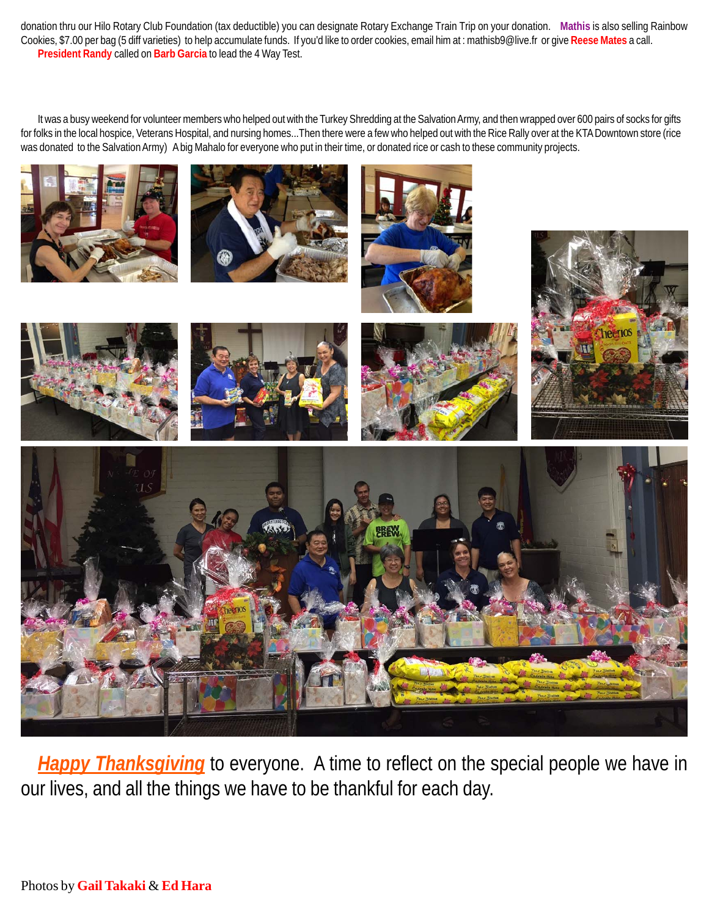donation thru our Hilo Rotary Club Foundation (tax deductible) you can designate Rotary Exchange Train Trip on your donation. **Mathis** is also selling Rainbow Cookies, $7.00 per bag (5 diff varieties) to help accumulate funds. If you'd like to order cookies, email him at : mathisb9@live.fr or give **Reese Mates** a call.

**President Randy** called on **Barb Garcia** to lead the 4 Way Test.

It was a busy weekend for volunteer members who helped out with the Turkey Shredding at the Salvation Army, and then wrapped over 600 pairs of socks for gifts for folks in the local hospice, Veterans Hospital, and nursing homes...Then there were a few who helped out with the Rice Rally over at the KTA Downtown store (rice was donated to the Salvation Army) A big Mahalo for everyone who put in their time, or donated rice or cash to these community projects.

***Happy Thanksgiving*** to everyone. A time to reflect on the special people we have in our lives, and all the things we have to be thankful for each day.

Photos by **Gail Takaki** & **Ed Hara**